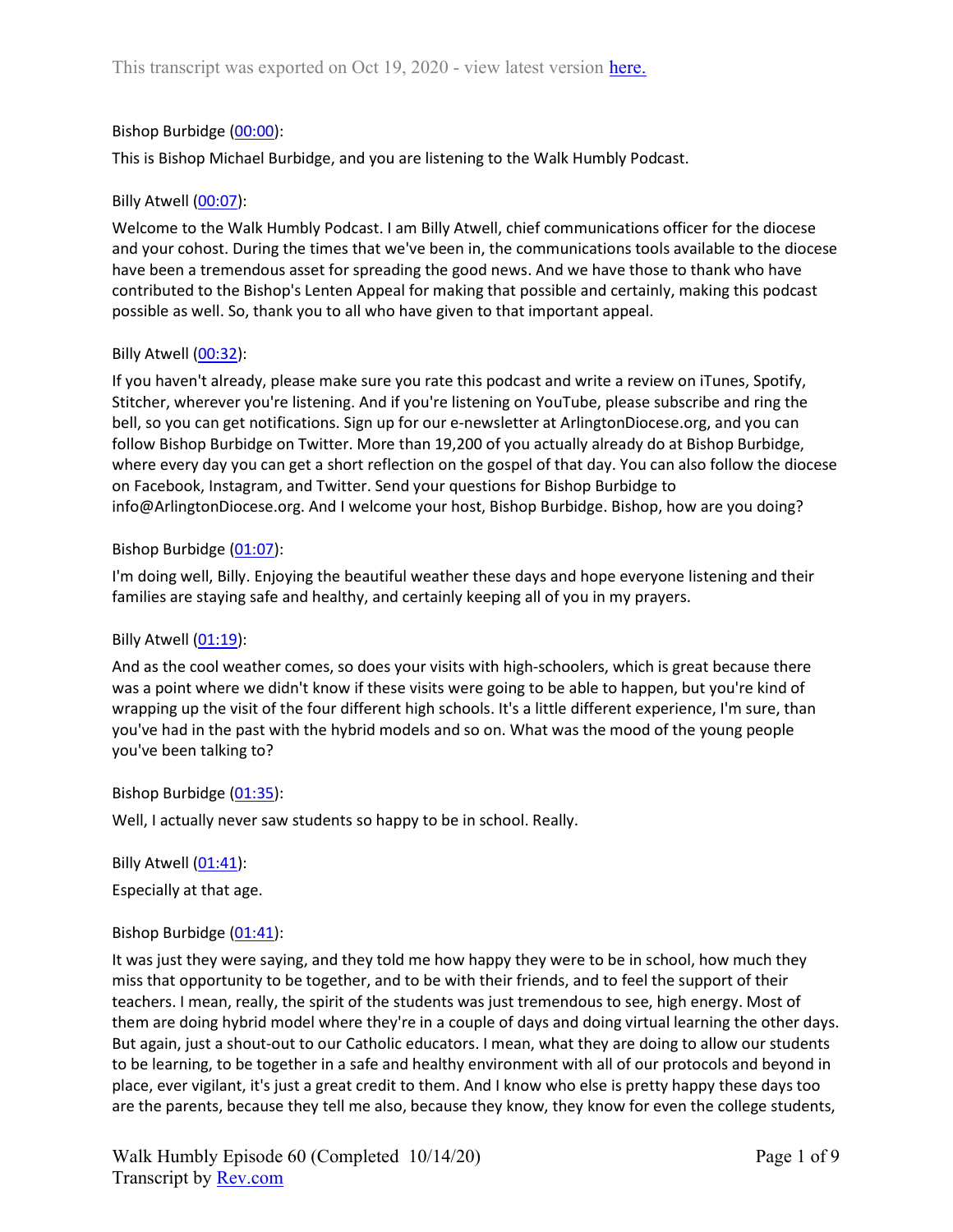This transcript was exported on Oct 19, 2020 - view latest version here.

Bishop Burbidge (00:00):

This is Bishop Michael Burbidge, and you are listening to the Walk Humbly Podcast.

Billy Atwell (00:07):

Welcome to the Walk Humbly Podcast. I am Billy Atwell, chief communications officer for the diocese and your cohost. During the times that we've been in, the communications tools available to the diocese have been a tremendous asset for spreading the good news. And we have those to thank who have contributed to the Bishop's Lenten Appeal for making that possible and certainly, making this podcast possible as well. So, thank you to all who have given to that important appeal.

Billy Atwell (00:32):

If you haven't already, please make sure you rate this podcast and write a review on iTunes, Spotify, Stitcher, wherever you're listening. And if you're listening on YouTube, please subscribe and ring the bell, so you can get notifications. Sign up for our e-newsletter at ArlingtonDiocese.org, and you can follow Bishop Burbidge on Twitter. More than 19,200 of you actually already do at Bishop Burbidge, where every day you can get a short reflection on the gospel of that day. You can also follow the diocese on Facebook, Instagram, and Twitter. Send your questions for Bishop Burbidge to info@ArlingtonDiocese.org. And I welcome your host, Bishop Burbidge. Bishop, how are you doing?

Bishop Burbidge (01:07):

I'm doing well, Billy. Enjoying the beautiful weather these days and hope everyone listening and their families are staying safe and healthy, and certainly keeping all of you in my prayers.

Billy Atwell (01:19):

And as the cool weather comes, so does your visits with high-schoolers, which is great because there was a point where we didn't know if these visits were going to be able to happen, but you're kind of wrapping up the visit of the four different high schools. It's a little different experience, I'm sure, than you've had in the past with the hybrid models and so on. What was the mood of the young people you've been talking to?

Bishop Burbidge (01:35):

Well, I actually never saw students so happy to be in school. Really.

Billy Atwell (01:41):

Especially at that age.

Bishop Burbidge (01:41):

It was just they were saying, and they told me how happy they were to be in school, how much they miss that opportunity to be together, and to be with their friends, and to feel the support of their teachers. I mean, really, the spirit of the students was just tremendous to see, high energy. Most of them are doing hybrid model where they're in a couple of days and doing virtual learning the other days. But again, just a shout-out to our Catholic educators. I mean, what they are doing to allow our students to be learning, to be together in a safe and healthy environment with all of our protocols and beyond in place, ever vigilant, it's just a great credit to them. And I know who else is pretty happy these days too are the parents, because they tell me also, because they know, they know for even the college students,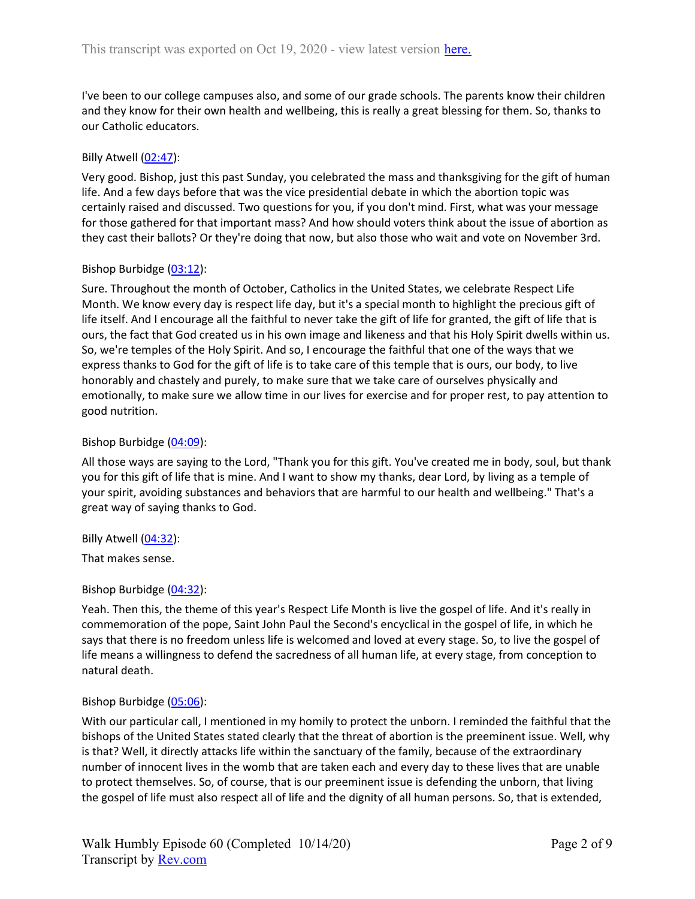I've been to our college campuses also, and some of our grade schools. The parents know their children and they know for their own health and wellbeing, this is really a great blessing for them. So, thanks to our Catholic educators.

Billy Atwell ([02:47](#)):

Very good. Bishop, just this past Sunday, you celebrated the mass and thanksgiving for the gift of human life. And a few days before that was the vice presidential debate in which the abortion topic was certainly raised and discussed. Two questions for you, if you don't mind. First, what was your message for those gathered for that important mass? And how should voters think about the issue of abortion as they cast their ballots? Or they're doing that now, but also those who wait and vote on November 3rd.

Bishop Burbidge ([03:12](#)):

Sure. Throughout the month of October, Catholics in the United States, we celebrate Respect Life Month. We know every day is respect life day, but it's a special month to highlight the precious gift of life itself. And I encourage all the faithful to never take the gift of life for granted, the gift of life that is ours, the fact that God created us in his own image and likeness and that his Holy Spirit dwells within us. So, we're temples of the Holy Spirit. And so, I encourage the faithful that one of the ways that we express thanks to God for the gift of life is to take care of this temple that is ours, our body, to live honorably and chastely and purely, to make sure that we take care of ourselves physically and emotionally, to make sure we allow time in our lives for exercise and for proper rest, to pay attention to good nutrition.

Bishop Burbidge ([04:09](#)):

All those ways are saying to the Lord, "Thank you for this gift. You've created me in body, soul, but thank you for this gift of life that is mine. And I want to show my thanks, dear Lord, by living as a temple of your spirit, avoiding substances and behaviors that are harmful to our health and wellbeing." That's a great way of saying thanks to God.

Billy Atwell ([04:32](#)):

That makes sense.

Bishop Burbidge ([04:32](#)):

Yeah. Then this, the theme of this year's Respect Life Month is live the gospel of life. And it's really in commemoration of the pope, Saint John Paul the Second's encyclical in the gospel of life, in which he says that there is no freedom unless life is welcomed and loved at every stage. So, to live the gospel of life means a willingness to defend the sacredness of all human life, at every stage, from conception to natural death.

Bishop Burbidge ([05:06](#)):

With our particular call, I mentioned in my homily to protect the unborn. I reminded the faithful that the bishops of the United States stated clearly that the threat of abortion is the preeminent issue. Well, why is that? Well, it directly attacks life within the sanctuary of the family, because of the extraordinary number of innocent lives in the womb that are taken each and every day to these lives that are unable to protect themselves. So, of course, that is our preeminent issue is defending the unborn, that living the gospel of life must also respect all of life and the dignity of all human persons. So, that is extended,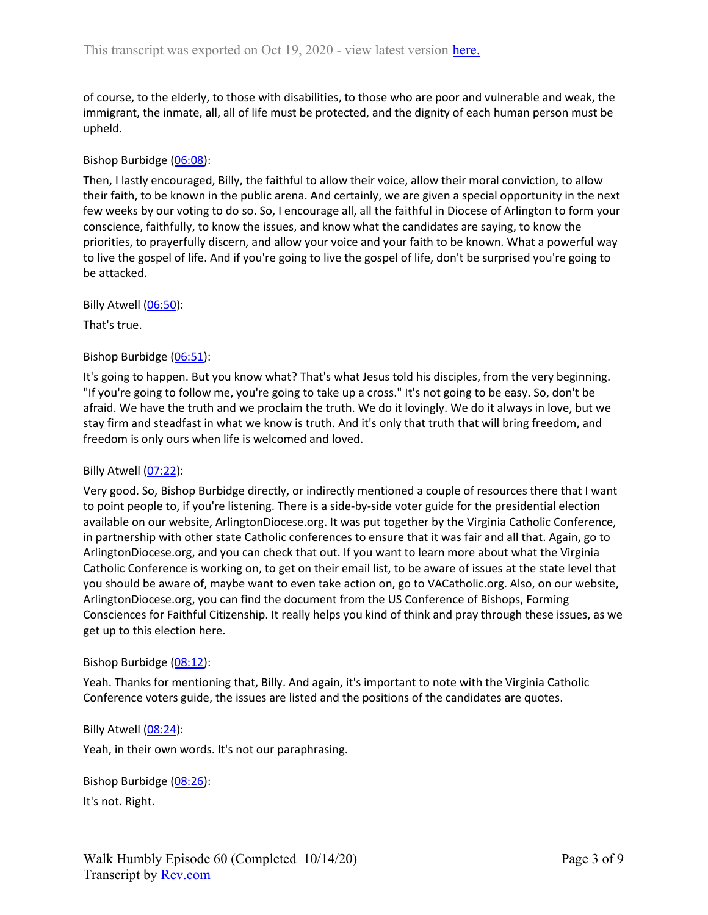of course, to the elderly, to those with disabilities, to those who are poor and vulnerable and weak, the immigrant, the inmate, all, all of life must be protected, and the dignity of each human person must be upheld.

Bishop Burbidge (06:08):

Then, I lastly encouraged, Billy, the faithful to allow their voice, allow their moral conviction, to allow their faith, to be known in the public arena. And certainly, we are given a special opportunity in the next few weeks by our voting to do so. So, I encourage all, all the faithful in Diocese of Arlington to form your conscience, faithfully, to know the issues, and know what the candidates are saying, to know the priorities, to prayerfully discern, and allow your voice and your faith to be known. What a powerful way to live the gospel of life. And if you're going to live the gospel of life, don't be surprised you're going to be attacked.

Billy Atwell (06:50):

That's true.

Bishop Burbidge (06:51):

It's going to happen. But you know what? That's what Jesus told his disciples, from the very beginning. "If you're going to follow me, you're going to take up a cross." It's not going to be easy. So, don't be afraid. We have the truth and we proclaim the truth. We do it lovingly. We do it always in love, but we stay firm and steadfast in what we know is truth. And it's only that truth that will bring freedom, and freedom is only ours when life is welcomed and loved.

Billy Atwell (07:22):

Very good. So, Bishop Burbidge directly, or indirectly mentioned a couple of resources there that I want to point people to, if you're listening. There is a side-by-side voter guide for the presidential election available on our website, ArlingtonDiocese.org. It was put together by the Virginia Catholic Conference, in partnership with other state Catholic conferences to ensure that it was fair and all that. Again, go to ArlingtonDiocese.org, and you can check that out. If you want to learn more about what the Virginia Catholic Conference is working on, to get on their email list, to be aware of issues at the state level that you should be aware of, maybe want to even take action on, go to VACatholic.org. Also, on our website, ArlingtonDiocese.org, you can find the document from the US Conference of Bishops, Forming Consciences for Faithful Citizenship. It really helps you kind of think and pray through these issues, as we get up to this election here.

Bishop Burbidge (08:12):

Yeah. Thanks for mentioning that, Billy. And again, it's important to note with the Virginia Catholic Conference voters guide, the issues are listed and the positions of the candidates are quotes.

Billy Atwell (08:24):

Yeah, in their own words. It's not our paraphrasing.

Bishop Burbidge (08:26):

It's not. Right.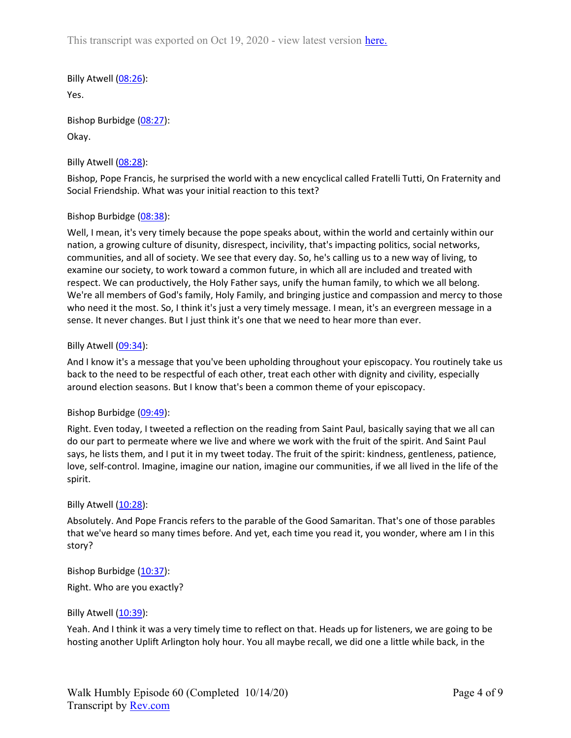Billy Atwell (08:26):

Yes.

Bishop Burbidge (08:27):

Okay.

Billy Atwell (08:28):

Bishop, Pope Francis, he surprised the world with a new encyclical called Fratelli Tutti, On Fraternity and Social Friendship. What was your initial reaction to this text?

Bishop Burbidge (08:38):

Well, I mean, it's very timely because the pope speaks about, within the world and certainly within our nation, a growing culture of disunity, disrespect, incivility, that's impacting politics, social networks, communities, and all of society. We see that every day. So, he's calling us to a new way of living, to examine our society, to work toward a common future, in which all are included and treated with respect. We can productively, the Holy Father says, unify the human family, to which we all belong. We're all members of God's family, Holy Family, and bringing justice and compassion and mercy to those who need it the most. So, I think it's just a very timely message. I mean, it's an evergreen message in a sense. It never changes. But I just think it's one that we need to hear more than ever.

Billy Atwell (09:34):

And I know it's a message that you've been upholding throughout your episcopacy. You routinely take us back to the need to be respectful of each other, treat each other with dignity and civility, especially around election seasons. But I know that's been a common theme of your episcopacy.

Bishop Burbidge (09:49):

Right. Even today, I tweeted a reflection on the reading from Saint Paul, basically saying that we all can do our part to permeate where we live and where we work with the fruit of the spirit. And Saint Paul says, he lists them, and I put it in my tweet today. The fruit of the spirit: kindness, gentleness, patience, love, self-control. Imagine, imagine our nation, imagine our communities, if we all lived in the life of the spirit.

Billy Atwell (10:28):

Absolutely. And Pope Francis refers to the parable of the Good Samaritan. That's one of those parables that we've heard so many times before. And yet, each time you read it, you wonder, where am I in this story?

Bishop Burbidge (10:37):

Right. Who are you exactly?

Billy Atwell (10:39):

Yeah. And I think it was a very timely time to reflect on that. Heads up for listeners, we are going to be hosting another Uplift Arlington holy hour. You all maybe recall, we did one a little while back, in the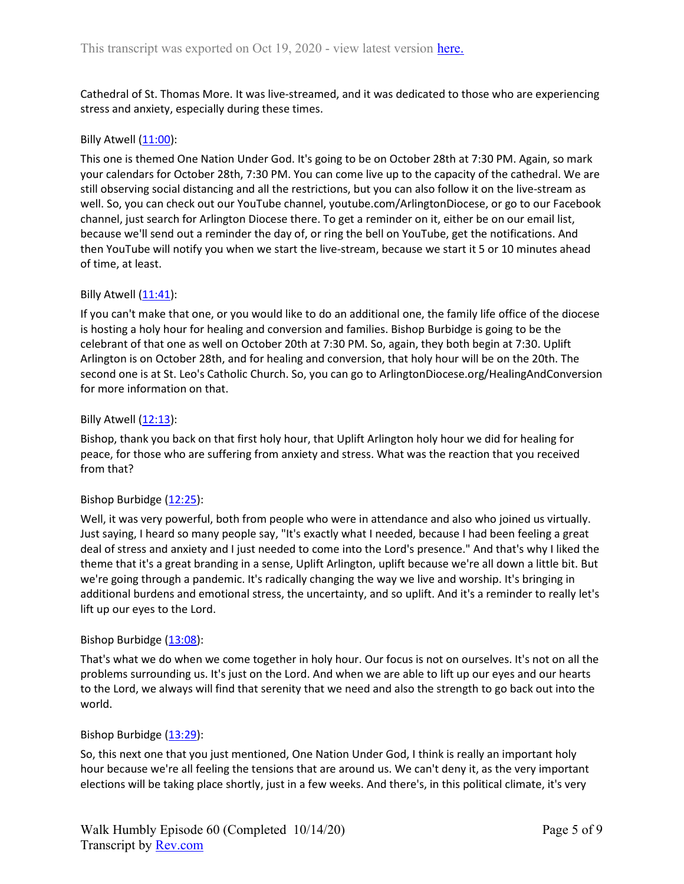Cathedral of St. Thomas More. It was live-streamed, and it was dedicated to those who are experiencing stress and anxiety, especially during these times.

Billy Atwell (11:00):

This one is themed One Nation Under God. It's going to be on October 28th at 7:30 PM. Again, so mark your calendars for October 28th, 7:30 PM. You can come live up to the capacity of the cathedral. We are still observing social distancing and all the restrictions, but you can also follow it on the live-stream as well. So, you can check out our YouTube channel, youtube.com/ArlingtonDiocese, or go to our Facebook channel, just search for Arlington Diocese there. To get a reminder on it, either be on our email list, because we'll send out a reminder the day of, or ring the bell on YouTube, get the notifications. And then YouTube will notify you when we start the live-stream, because we start it 5 or 10 minutes ahead of time, at least.

Billy Atwell (11:41):

If you can't make that one, or you would like to do an additional one, the family life office of the diocese is hosting a holy hour for healing and conversion and families. Bishop Burbidge is going to be the celebrant of that one as well on October 20th at 7:30 PM. So, again, they both begin at 7:30. Uplift Arlington is on October 28th, and for healing and conversion, that holy hour will be on the 20th. The second one is at St. Leo's Catholic Church. So, you can go to ArlingtonDiocese.org/HealingAndConversion for more information on that.

Billy Atwell (12:13):

Bishop, thank you back on that first holy hour, that Uplift Arlington holy hour we did for healing for peace, for those who are suffering from anxiety and stress. What was the reaction that you received from that?

Bishop Burbidge (12:25):

Well, it was very powerful, both from people who were in attendance and also who joined us virtually. Just saying, I heard so many people say, "It's exactly what I needed, because I had been feeling a great deal of stress and anxiety and I just needed to come into the Lord's presence." And that's why I liked the theme that it's a great branding in a sense, Uplift Arlington, uplift because we're all down a little bit. But we're going through a pandemic. It's radically changing the way we live and worship. It's bringing in additional burdens and emotional stress, the uncertainty, and so uplift. And it's a reminder to really let's lift up our eyes to the Lord.

Bishop Burbidge (13:08):

That's what we do when we come together in holy hour. Our focus is not on ourselves. It's not on all the problems surrounding us. It's just on the Lord. And when we are able to lift up our eyes and our hearts to the Lord, we always will find that serenity that we need and also the strength to go back out into the world.

Bishop Burbidge (13:29):

So, this next one that you just mentioned, One Nation Under God, I think is really an important holy hour because we're all feeling the tensions that are around us. We can't deny it, as the very important elections will be taking place shortly, just in a few weeks. And there's, in this political climate, it's very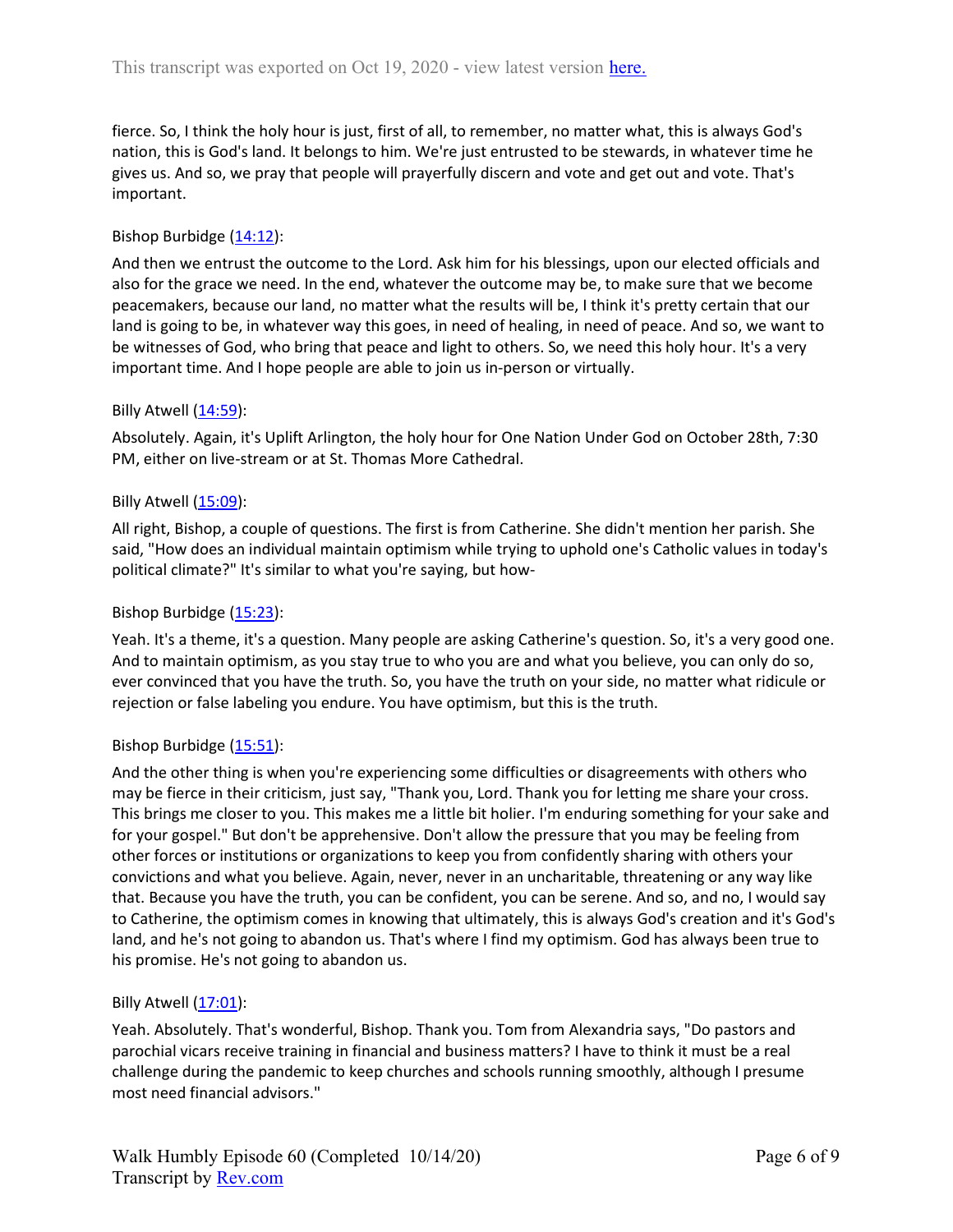fierce. So, I think the holy hour is just, first of all, to remember, no matter what, this is always God's nation, this is God's land. It belongs to him. We're just entrusted to be stewards, in whatever time he gives us. And so, we pray that people will prayerfully discern and vote and get out and vote. That's important.

Bishop Burbidge (14:12):

And then we entrust the outcome to the Lord. Ask him for his blessings, upon our elected officials and also for the grace we need. In the end, whatever the outcome may be, to make sure that we become peacemakers, because our land, no matter what the results will be, I think it's pretty certain that our land is going to be, in whatever way this goes, in need of healing, in need of peace. And so, we want to be witnesses of God, who bring that peace and light to others. So, we need this holy hour. It's a very important time. And I hope people are able to join us in-person or virtually.

Billy Atwell (14:59):

Absolutely. Again, it's Uplift Arlington, the holy hour for One Nation Under God on October 28th, 7:30 PM, either on live-stream or at St. Thomas More Cathedral.

Billy Atwell (15:09):

All right, Bishop, a couple of questions. The first is from Catherine. She didn't mention her parish. She said, "How does an individual maintain optimism while trying to uphold one's Catholic values in today's political climate?" It's similar to what you're saying, but how-

Bishop Burbidge (15:23):

Yeah. It's a theme, it's a question. Many people are asking Catherine's question. So, it's a very good one. And to maintain optimism, as you stay true to who you are and what you believe, you can only do so, ever convinced that you have the truth. So, you have the truth on your side, no matter what ridicule or rejection or false labeling you endure. You have optimism, but this is the truth.

Bishop Burbidge (15:51):

And the other thing is when you're experiencing some difficulties or disagreements with others who may be fierce in their criticism, just say, "Thank you, Lord. Thank you for letting me share your cross. This brings me closer to you. This makes me a little bit holier. I'm enduring something for your sake and for your gospel." But don't be apprehensive. Don't allow the pressure that you may be feeling from other forces or institutions or organizations to keep you from confidently sharing with others your convictions and what you believe. Again, never, never in an uncharitable, threatening or any way like that. Because you have the truth, you can be confident, you can be serene. And so, and no, I would say to Catherine, the optimism comes in knowing that ultimately, this is always God's creation and it's God's land, and he's not going to abandon us. That's where I find my optimism. God has always been true to his promise. He's not going to abandon us.

Billy Atwell (17:01):

Yeah. Absolutely. That's wonderful, Bishop. Thank you. Tom from Alexandria says, "Do pastors and parochial vicars receive training in financial and business matters? I have to think it must be a real challenge during the pandemic to keep churches and schools running smoothly, although I presume most need financial advisors."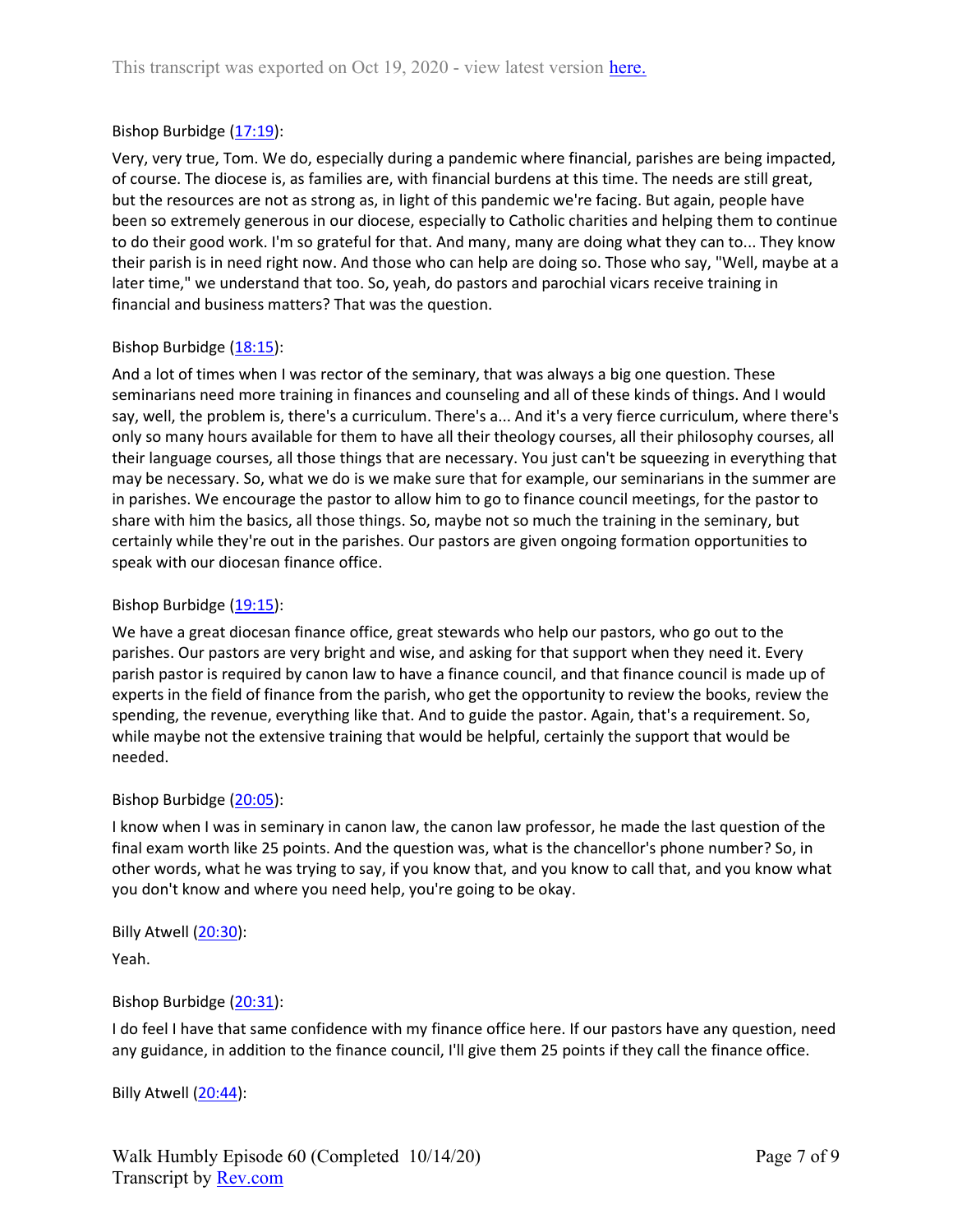Bishop Burbidge ([17:19](#)):

Very, very true, Tom. We do, especially during a pandemic where financial, parishes are being impacted, of course. The diocese is, as families are, with financial burdens at this time. The needs are still great, but the resources are not as strong as, in light of this pandemic we're facing. But again, people have been so extremely generous in our diocese, especially to Catholic charities and helping them to continue to do their good work. I'm so grateful for that. And many, many are doing what they can to... They know their parish is in need right now. And those who can help are doing so. Those who say, "Well, maybe at a later time," we understand that too. So, yeah, do pastors and parochial vicars receive training in financial and business matters? That was the question.

Bishop Burbidge ([18:15](#)):

And a lot of times when I was rector of the seminary, that was always a big one question. These seminarians need more training in finances and counseling and all of these kinds of things. And I would say, well, the problem is, there's a curriculum. There's a... And it's a very fierce curriculum, where there's only so many hours available for them to have all their theology courses, all their philosophy courses, all their language courses, all those things that are necessary. You just can't be squeezing in everything that may be necessary. So, what we do is we make sure that for example, our seminarians in the summer are in parishes. We encourage the pastor to allow him to go to finance council meetings, for the pastor to share with him the basics, all those things. So, maybe not so much the training in the seminary, but certainly while they're out in the parishes. Our pastors are given ongoing formation opportunities to speak with our diocesan finance office.

Bishop Burbidge ([19:15](#)):

We have a great diocesan finance office, great stewards who help our pastors, who go out to the parishes. Our pastors are very bright and wise, and asking for that support when they need it. Every parish pastor is required by canon law to have a finance council, and that finance council is made up of experts in the field of finance from the parish, who get the opportunity to review the books, review the spending, the revenue, everything like that. And to guide the pastor. Again, that's a requirement. So, while maybe not the extensive training that would be helpful, certainly the support that would be needed.

Bishop Burbidge ([20:05](#)):

I know when I was in seminary in canon law, the canon law professor, he made the last question of the final exam worth like 25 points. And the question was, what is the chancellor's phone number? So, in other words, what he was trying to say, if you know that, and you know to call that, and you know what you don't know and where you need help, you're going to be okay.

Billy Atwell ([20:30](#)):

Yeah.

Bishop Burbidge ([20:31](#)):

I do feel I have that same confidence with my finance office here. If our pastors have any question, need any guidance, in addition to the finance council, I'll give them 25 points if they call the finance office.

Billy Atwell ([20:44](#)):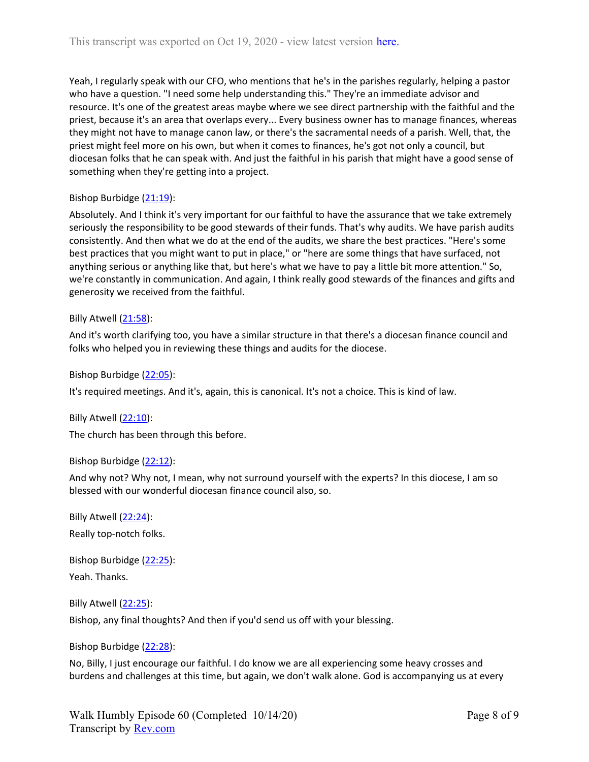Yeah, I regularly speak with our CFO, who mentions that he's in the parishes regularly, helping a pastor who have a question. "I need some help understanding this." They're an immediate advisor and resource. It's one of the greatest areas maybe where we see direct partnership with the faithful and the priest, because it's an area that overlaps every... Every business owner has to manage finances, whereas they might not have to manage canon law, or there's the sacramental needs of a parish. Well, that, the priest might feel more on his own, but when it comes to finances, he's got not only a council, but diocesan folks that he can speak with. And just the faithful in his parish that might have a good sense of something when they're getting into a project.

Bishop Burbidge (21:19):

Absolutely. And I think it's very important for our faithful to have the assurance that we take extremely seriously the responsibility to be good stewards of their funds. That's why audits. We have parish audits consistently. And then what we do at the end of the audits, we share the best practices. "Here's some best practices that you might want to put in place," or "here are some things that have surfaced, not anything serious or anything like that, but here's what we have to pay a little bit more attention." So, we're constantly in communication. And again, I think really good stewards of the finances and gifts and generosity we received from the faithful.

Billy Atwell (21:58):

And it's worth clarifying too, you have a similar structure in that there's a diocesan finance council and folks who helped you in reviewing these things and audits for the diocese.

Bishop Burbidge (22:05):

It's required meetings. And it's, again, this is canonical. It's not a choice. This is kind of law.

Billy Atwell (22:10):

The church has been through this before.

Bishop Burbidge (22:12):

And why not? Why not, I mean, why not surround yourself with the experts? In this diocese, I am so blessed with our wonderful diocesan finance council also, so.

Billy Atwell (22:24):

Really top-notch folks.

Bishop Burbidge (22:25):

Yeah. Thanks.

Billy Atwell (22:25):

Bishop, any final thoughts? And then if you'd send us off with your blessing.

Bishop Burbidge (22:28):

No, Billy, I just encourage our faithful. I do know we are all experiencing some heavy crosses and burdens and challenges at this time, but again, we don't walk alone. God is accompanying us at every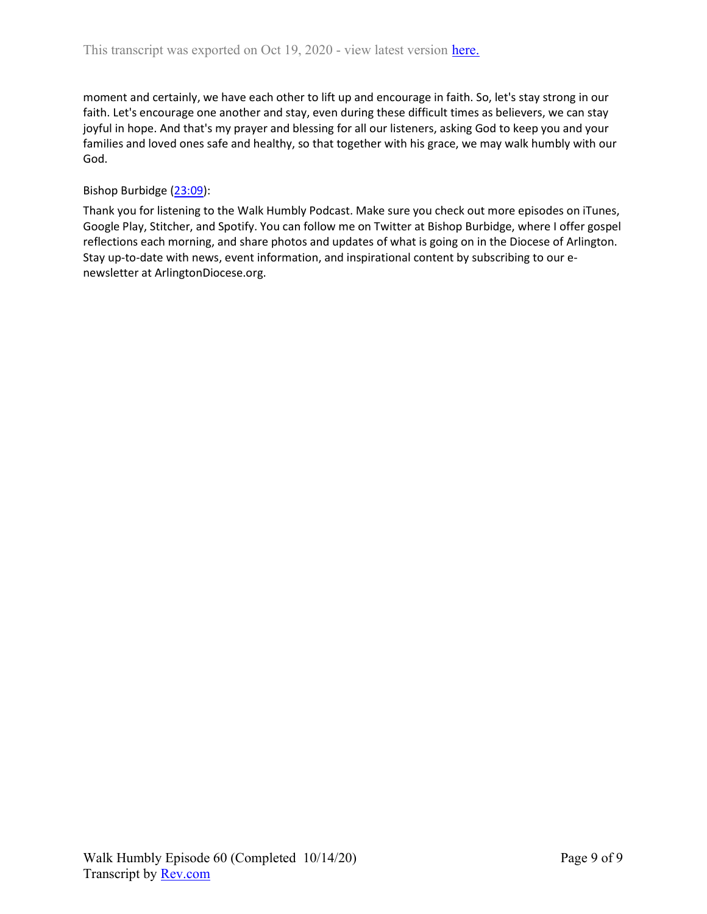moment and certainly, we have each other to lift up and encourage in faith. So, let's stay strong in our faith. Let's encourage one another and stay, even during these difficult times as believers, we can stay joyful in hope. And that's my prayer and blessing for all our listeners, asking God to keep you and your families and loved ones safe and healthy, so that together with his grace, we may walk humbly with our God.

Bishop Burbidge (23:09):

Thank you for listening to the Walk Humbly Podcast. Make sure you check out more episodes on iTunes, Google Play, Stitcher, and Spotify. You can follow me on Twitter at Bishop Burbidge, where I offer gospel reflections each morning, and share photos and updates of what is going on in the Diocese of Arlington. Stay up-to-date with news, event information, and inspirational content by subscribing to our e-newsletter at ArlingtonDiocese.org.